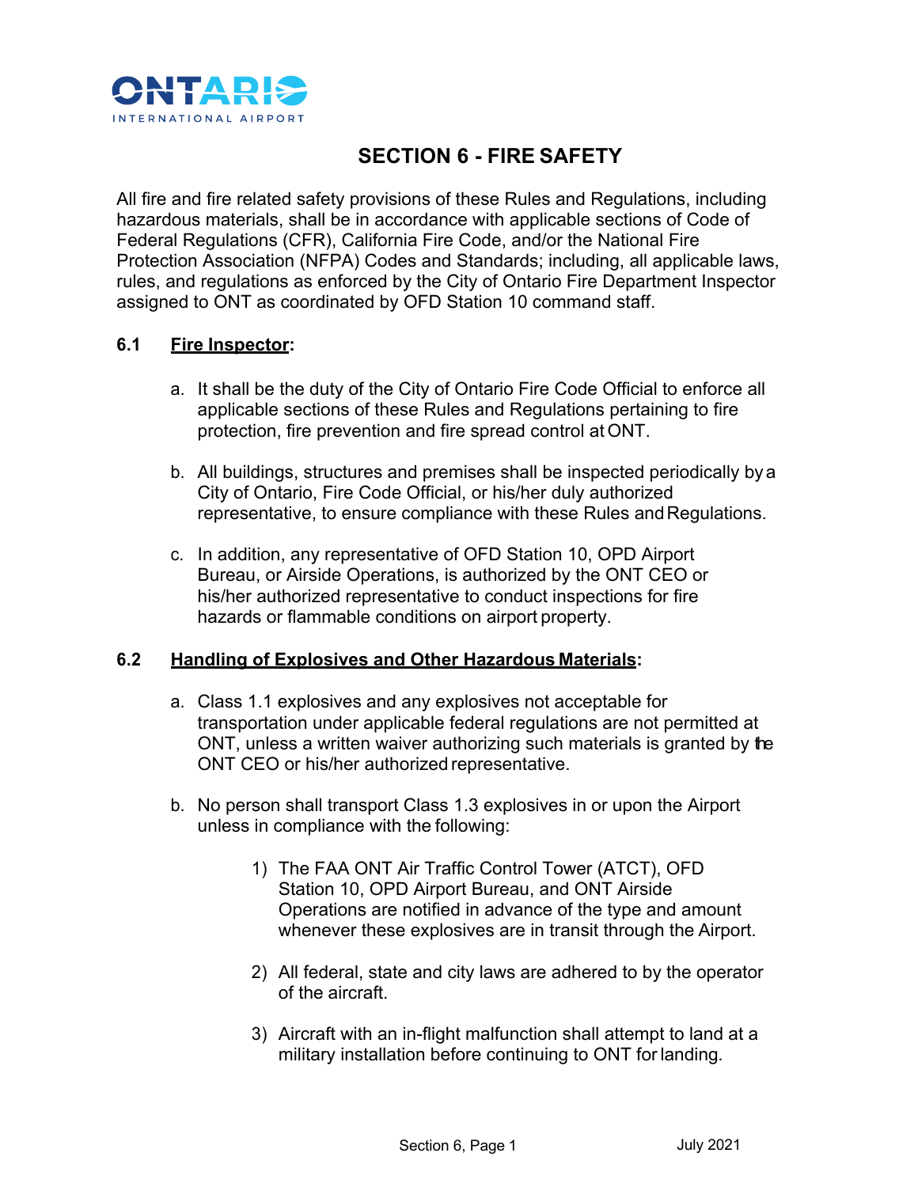# SECTION 6 - FIRE SAFETY

All fire and fire related safety provisions of these Rules and Regulations, including hazardous materials, shall be in accordance with applicable sections of Code of Federal Regulations (CFR), California Fire Code, and/or the National Fire Protection Association (NFPA) Codes and Standards; including, all applicable laws, rules, and regulations as enforced by the City of Ontario Fire Department Inspector assigned to ONT as coordinated by OFD Station 10 command staff.

## 6.1 Fire Inspector:

a. It shall be the duty of the City of Ontario Fire Code Official to enforce all applicable sections of these Rules and Regulations pertaining to fire protection, fire prevention and fire spread control at ONT.

b. All buildings, structures and premises shall be inspected periodically by a City of Ontario, Fire Code Official, or his/her duly authorized representative, to ensure compliance with these Rules and Regulations.

c. In addition, any representative of OFD Station 10, OPD Airport Bureau, or Airside Operations, is authorized by the ONT CEO or his/her authorized representative to conduct inspections for fire hazards or flammable conditions on airport property.

## 6.2 Handling of Explosives and Other Hazardous Materials:

a. Class 1.1 explosives and any explosives not acceptable for transportation under applicable federal regulations are not permitted at ONT, unless a written waiver authorizing such materials is granted by the ONT CEO or his/her authorized representative.

b. No person shall transport Class 1.3 explosives in or upon the Airport unless in compliance with the following:

1) The FAA ONT Air Traffic Control Tower (ATCT), OFD Station 10, OPD Airport Bureau, and ONT Airside Operations are notified in advance of the type and amount whenever these explosives are in transit through the Airport.

2) All federal, state and city laws are adhered to by the operator of the aircraft.

3) Aircraft with an in-flight malfunction shall attempt to land at a military installation before continuing to ONT for landing.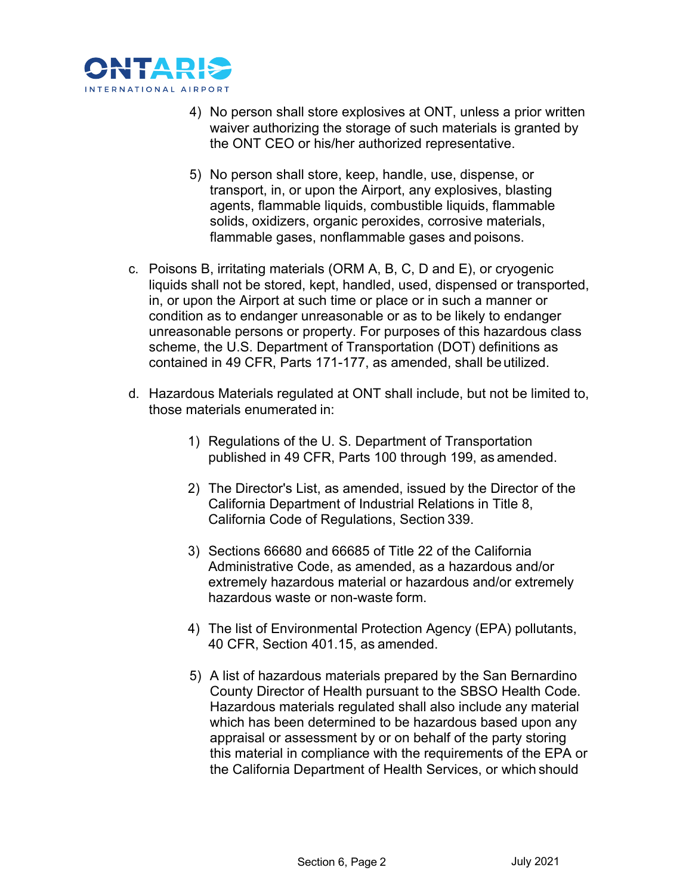4) No person shall store explosives at ONT, unless a prior written waiver authorizing the storage of such materials is granted by the ONT CEO or his/her authorized representative.

5) No person shall store, keep, handle, use, dispense, or transport, in, or upon the Airport, any explosives, blasting agents, flammable liquids, combustible liquids, flammable solids, oxidizers, organic peroxides, corrosive materials, flammable gases, nonflammable gases and poisons.

c. Poisons B, irritating materials (ORM A, B, C, D and E), or cryogenic liquids shall not be stored, kept, handled, used, dispensed or transported, in, or upon the Airport at such time or place or in such a manner or condition as to endanger unreasonable or as to be likely to endanger unreasonable persons or property. For purposes of this hazardous class scheme, the U.S. Department of Transportation (DOT) definitions as contained in 49 CFR, Parts 171-177, as amended, shall be utilized.

d. Hazardous Materials regulated at ONT shall include, but not be limited to, those materials enumerated in:

1) Regulations of the U. S. Department of Transportation published in 49 CFR, Parts 100 through 199, as amended.

2) The Director's List, as amended, issued by the Director of the California Department of Industrial Relations in Title 8, California Code of Regulations, Section 339.

3) Sections 66680 and 66685 of Title 22 of the California Administrative Code, as amended, as a hazardous and/or extremely hazardous material or hazardous and/or extremely hazardous waste or non-waste form.

4) The list of Environmental Protection Agency (EPA) pollutants, 40 CFR, Section 401.15, as amended.

5) A list of hazardous materials prepared by the San Bernardino County Director of Health pursuant to the SBSO Health Code. Hazardous materials regulated shall also include any material which has been determined to be hazardous based upon any appraisal or assessment by or on behalf of the party storing this material in compliance with the requirements of the EPA or the California Department of Health Services, or which should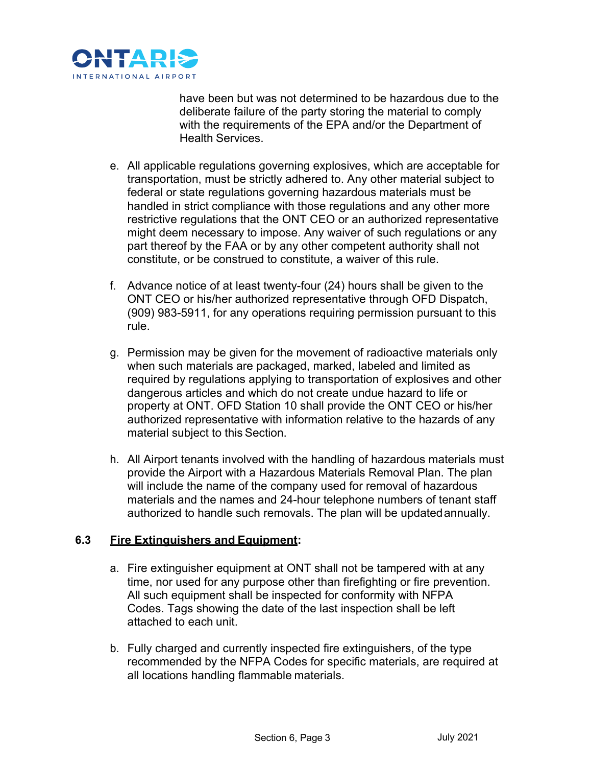have been but was not determined to be hazardous due to the deliberate failure of the party storing the material to comply with the requirements of the EPA and/or the Department of Health Services.

e. All applicable regulations governing explosives, which are acceptable for transportation, must be strictly adhered to. Any other material subject to federal or state regulations governing hazardous materials must be handled in strict compliance with those regulations and any other more restrictive regulations that the ONT CEO or an authorized representative might deem necessary to impose. Any waiver of such regulations or any part thereof by the FAA or by any other competent authority shall not constitute, or be construed to constitute, a waiver of this rule.

f. Advance notice of at least twenty-four (24) hours shall be given to the ONT CEO or his/her authorized representative through OFD Dispatch, (909) 983-5911, for any operations requiring permission pursuant to this rule.

g. Permission may be given for the movement of radioactive materials only when such materials are packaged, marked, labeled and limited as required by regulations applying to transportation of explosives and other dangerous articles and which do not create undue hazard to life or property at ONT. OFD Station 10 shall provide the ONT CEO or his/her authorized representative with information relative to the hazards of any material subject to this Section.

h. All Airport tenants involved with the handling of hazardous materials must provide the Airport with a Hazardous Materials Removal Plan. The plan will include the name of the company used for removal of hazardous materials and the names and 24-hour telephone numbers of tenant staff authorized to handle such removals. The plan will be updated annually.

## 6.3 <u>Fire Extinguishers and Equipment</u>:

a. Fire extinguisher equipment at ONT shall not be tampered with at any time, nor used for any purpose other than firefighting or fire prevention. All such equipment shall be inspected for conformity with NFPA Codes. Tags showing the date of the last inspection shall be left attached to each unit.

b. Fully charged and currently inspected fire extinguishers, of the type recommended by the NFPA Codes for specific materials, are required at all locations handling flammable materials.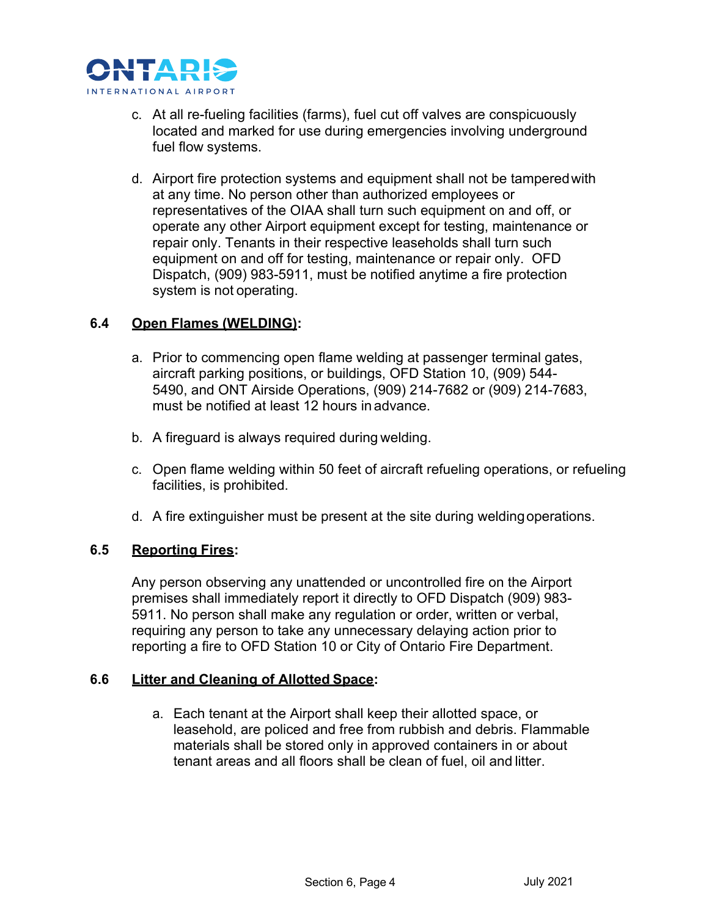c. At all re-fueling facilities (farms), fuel cut off valves are conspicuously located and marked for use during emergencies involving underground fuel flow systems.

d. Airport fire protection systems and equipment shall not be tampered with at any time. No person other than authorized employees or representatives of the OIAA shall turn such equipment on and off, or operate any other Airport equipment except for testing, maintenance or repair only. Tenants in their respective leaseholds shall turn such equipment on and off for testing, maintenance or repair only. OFD Dispatch, (909) 983-5911, must be notified anytime a fire protection system is not operating.

## 6.4 Open Flames (WELDING):

a. Prior to commencing open flame welding at passenger terminal gates, aircraft parking positions, or buildings, OFD Station 10, (909) 544-5490, and ONT Airside Operations, (909) 214-7682 or (909) 214-7683, must be notified at least 12 hours in advance.

b. A fireguard is always required during welding.

c. Open flame welding within 50 feet of aircraft refueling operations, or refueling facilities, is prohibited.

d. A fire extinguisher must be present at the site during welding operations.

## 6.5 Reporting Fires:

Any person observing any unattended or uncontrolled fire on the Airport premises shall immediately report it directly to OFD Dispatch (909) 983-5911. No person shall make any regulation or order, written or verbal, requiring any person to take any unnecessary delaying action prior to reporting a fire to OFD Station 10 or City of Ontario Fire Department.

## 6.6 Litter and Cleaning of Allotted Space:

a. Each tenant at the Airport shall keep their allotted space, or leasehold, are policed and free from rubbish and debris. Flammable materials shall be stored only in approved containers in or about tenant areas and all floors shall be clean of fuel, oil and litter.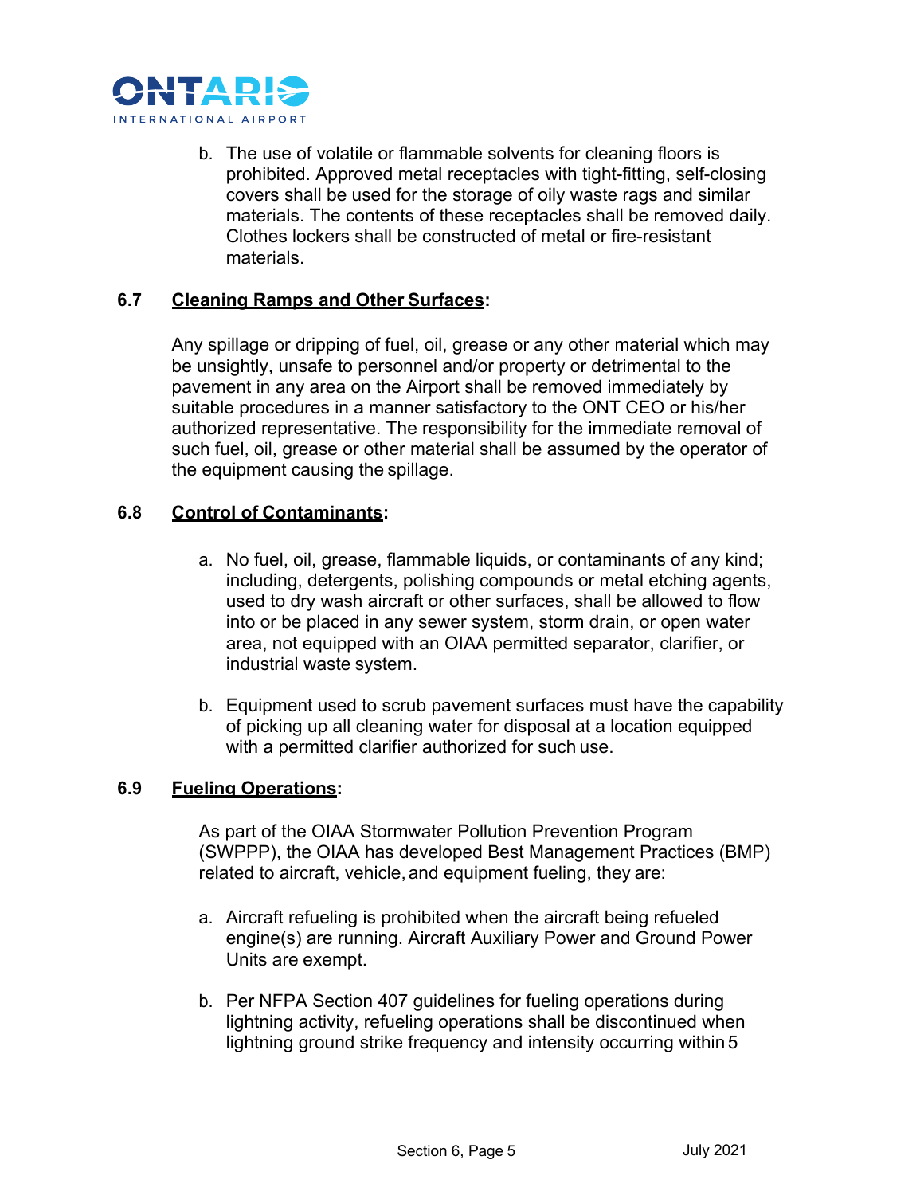b. The use of volatile or flammable solvents for cleaning floors is prohibited. Approved metal receptacles with tight-fitting, self-closing covers shall be used for the storage of oily waste rags and similar materials. The contents of these receptacles shall be removed daily. Clothes lockers shall be constructed of metal or fire-resistant materials.

### 6.7 **Cleaning Ramps and Other Surfaces**:

Any spillage or dripping of fuel, oil, grease or any other material which may be unsightly, unsafe to personnel and/or property or detrimental to the pavement in any area on the Airport shall be removed immediately by suitable procedures in a manner satisfactory to the ONT CEO or his/her authorized representative. The responsibility for the immediate removal of such fuel, oil, grease or other material shall be assumed by the operator of the equipment causing the spillage.

### 6.8 **Control of Contaminants**:

a. No fuel, oil, grease, flammable liquids, or contaminants of any kind; including, detergents, polishing compounds or metal etching agents, used to dry wash aircraft or other surfaces, shall be allowed to flow into or be placed in any sewer system, storm drain, or open water area, not equipped with an OIAA permitted separator, clarifier, or industrial waste system.

b. Equipment used to scrub pavement surfaces must have the capability of picking up all cleaning water for disposal at a location equipped with a permitted clarifier authorized for such use.

### 6.9 **Fueling Operations**:

As part of the OIAA Stormwater Pollution Prevention Program (SWPPP), the OIAA has developed Best Management Practices (BMP) related to aircraft, vehicle, and equipment fueling, they are:

a. Aircraft refueling is prohibited when the aircraft being refueled engine(s) are running. Aircraft Auxiliary Power and Ground Power Units are exempt.

b. Per NFPA Section 407 guidelines for fueling operations during lightning activity, refueling operations shall be discontinued when lightning ground strike frequency and intensity occurring within 5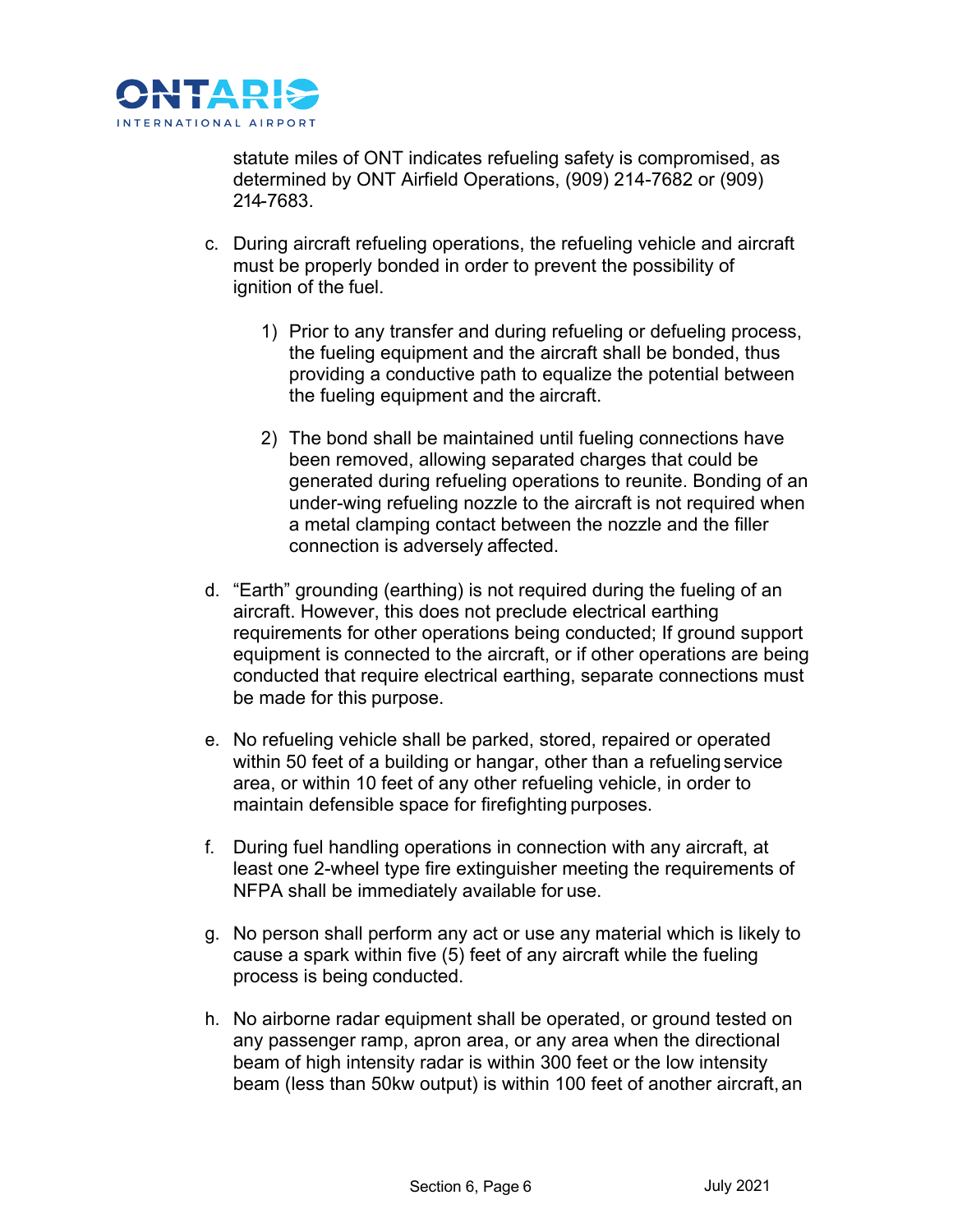statute miles of ONT indicates refueling safety is compromised, as determined by ONT Airfield Operations, (909) 214-7682 or (909) 214-7683.

c. During aircraft refueling operations, the refueling vehicle and aircraft must be properly bonded in order to prevent the possibility of ignition of the fuel.

   1) Prior to any transfer and during refueling or defueling process, the fueling equipment and the aircraft shall be bonded, thus providing a conductive path to equalize the potential between the fueling equipment and the aircraft.

   2) The bond shall be maintained until fueling connections have been removed, allowing separated charges that could be generated during refueling operations to reunite. Bonding of an under-wing refueling nozzle to the aircraft is not required when a metal clamping contact between the nozzle and the filler connection is adversely affected.

d. “Earth” grounding (earthing) is not required during the fueling of an aircraft. However, this does not preclude electrical earthing requirements for other operations being conducted; If ground support equipment is connected to the aircraft, or if other operations are being conducted that require electrical earthing, separate connections must be made for this purpose.

e. No refueling vehicle shall be parked, stored, repaired or operated within 50 feet of a building or hangar, other than a refueling service area, or within 10 feet of any other refueling vehicle, in order to maintain defensible space for firefighting purposes.

f. During fuel handling operations in connection with any aircraft, at least one 2-wheel type fire extinguisher meeting the requirements of NFPA shall be immediately available for use.

g. No person shall perform any act or use any material which is likely to cause a spark within five (5) feet of any aircraft while the fueling process is being conducted.

h. No airborne radar equipment shall be operated, or ground tested on any passenger ramp, apron area, or any area when the directional beam of high intensity radar is within 300 feet or the low intensity beam (less than 50kw output) is within 100 feet of another aircraft, an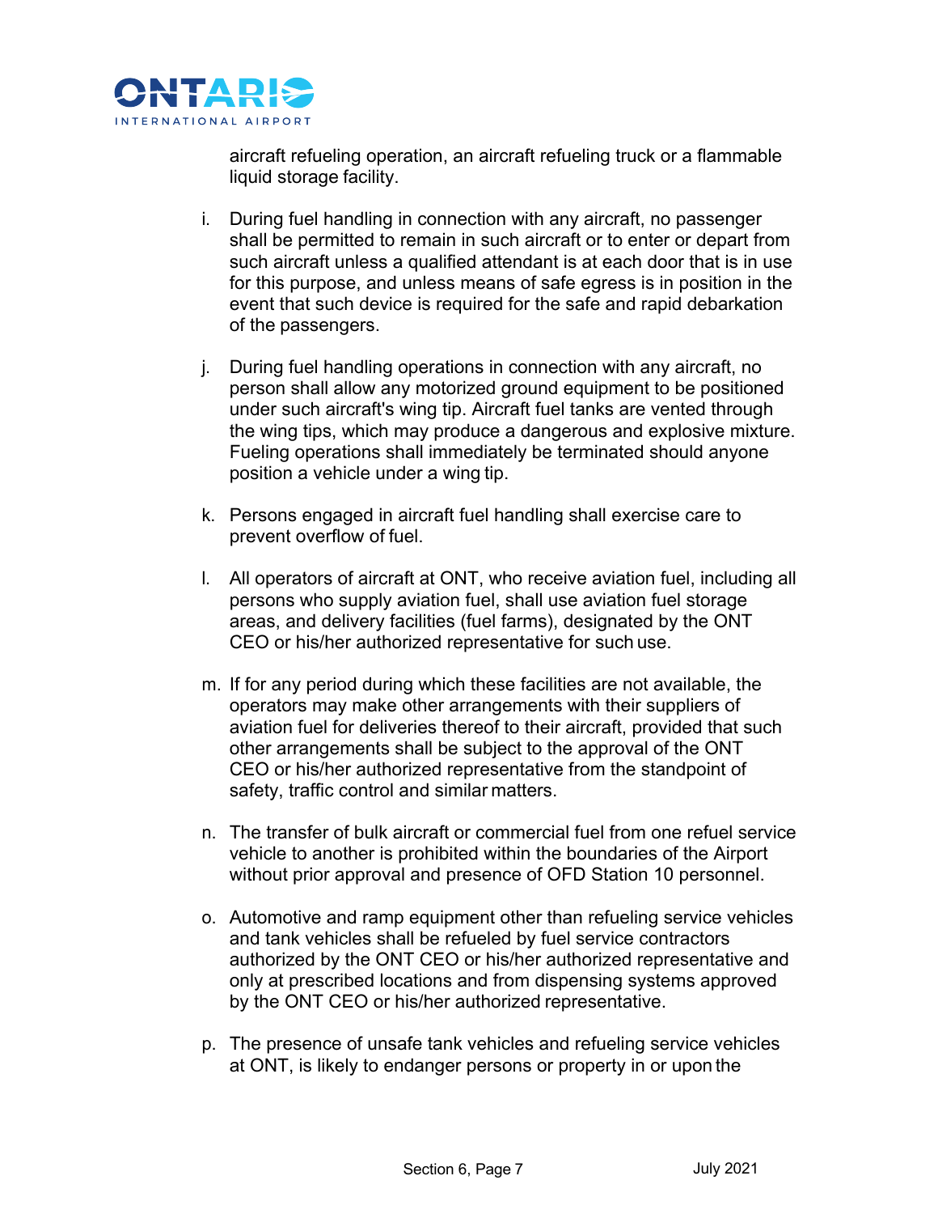aircraft refueling operation, an aircraft refueling truck or a flammable liquid storage facility.

i. During fuel handling in connection with any aircraft, no passenger shall be permitted to remain in such aircraft or to enter or depart from such aircraft unless a qualified attendant is at each door that is in use for this purpose, and unless means of safe egress is in position in the event that such device is required for the safe and rapid debarkation of the passengers.

j. During fuel handling operations in connection with any aircraft, no person shall allow any motorized ground equipment to be positioned under such aircraft's wing tip. Aircraft fuel tanks are vented through the wing tips, which may produce a dangerous and explosive mixture. Fueling operations shall immediately be terminated should anyone position a vehicle under a wing tip.

k. Persons engaged in aircraft fuel handling shall exercise care to prevent overflow of fuel.

l. All operators of aircraft at ONT, who receive aviation fuel, including all persons who supply aviation fuel, shall use aviation fuel storage areas, and delivery facilities (fuel farms), designated by the ONT CEO or his/her authorized representative for such use.

m. If for any period during which these facilities are not available, the operators may make other arrangements with their suppliers of aviation fuel for deliveries thereof to their aircraft, provided that such other arrangements shall be subject to the approval of the ONT CEO or his/her authorized representative from the standpoint of safety, traffic control and similar matters.

n. The transfer of bulk aircraft or commercial fuel from one refuel service vehicle to another is prohibited within the boundaries of the Airport without prior approval and presence of OFD Station 10 personnel.

o. Automotive and ramp equipment other than refueling service vehicles and tank vehicles shall be refueled by fuel service contractors authorized by the ONT CEO or his/her authorized representative and only at prescribed locations and from dispensing systems approved by the ONT CEO or his/her authorized representative.

p. The presence of unsafe tank vehicles and refueling service vehicles at ONT, is likely to endanger persons or property in or upon the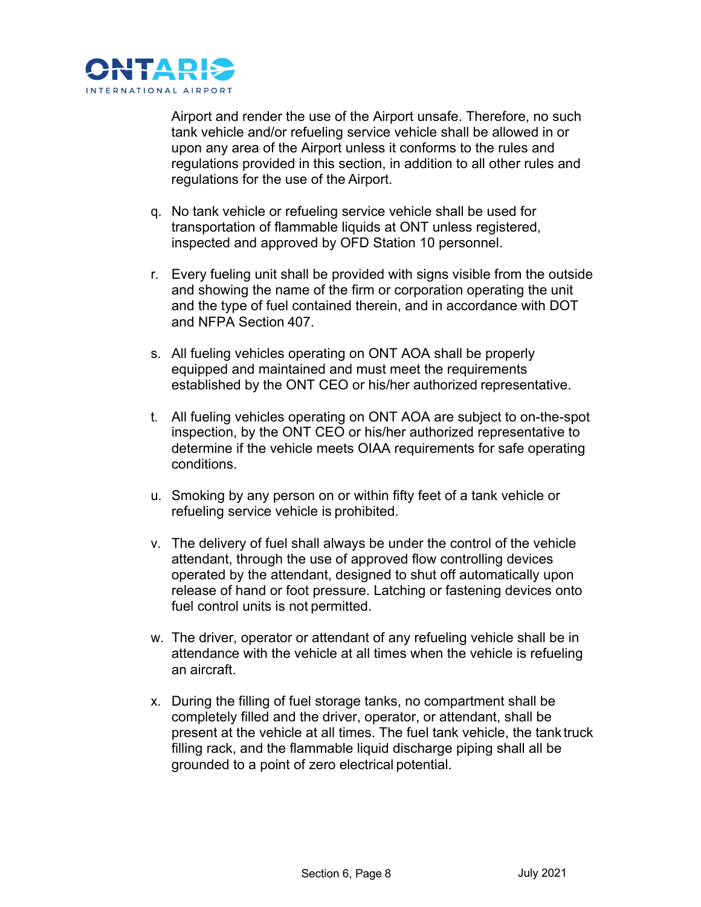Airport and render the use of the Airport unsafe. Therefore, no such tank vehicle and/or refueling service vehicle shall be allowed in or upon any area of the Airport unless it conforms to the rules and regulations provided in this section, in addition to all other rules and regulations for the use of the Airport.

q. No tank vehicle or refueling service vehicle shall be used for transportation of flammable liquids at ONT unless registered, inspected and approved by OFD Station 10 personnel.

r. Every fueling unit shall be provided with signs visible from the outside and showing the name of the firm or corporation operating the unit and the type of fuel contained therein, and in accordance with DOT and NFPA Section 407.

s. All fueling vehicles operating on ONT AOA shall be properly equipped and maintained and must meet the requirements established by the ONT CEO or his/her authorized representative.

t. All fueling vehicles operating on ONT AOA are subject to on-the-spot inspection, by the ONT CEO or his/her authorized representative to determine if the vehicle meets OIAA requirements for safe operating conditions.

u. Smoking by any person on or within fifty feet of a tank vehicle or refueling service vehicle is prohibited.

v. The delivery of fuel shall always be under the control of the vehicle attendant, through the use of approved flow controlling devices operated by the attendant, designed to shut off automatically upon release of hand or foot pressure. Latching or fastening devices onto fuel control units is not permitted.

w. The driver, operator or attendant of any refueling vehicle shall be in attendance with the vehicle at all times when the vehicle is refueling an aircraft.

x. During the filling of fuel storage tanks, no compartment shall be completely filled and the driver, operator, or attendant, shall be present at the vehicle at all times. The fuel tank vehicle, the tank truck filling rack, and the flammable liquid discharge piping shall all be grounded to a point of zero electrical potential.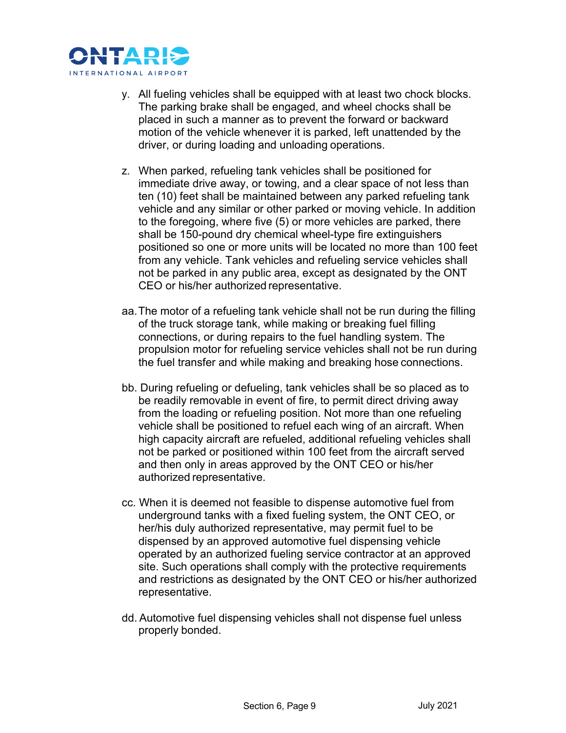y. All fueling vehicles shall be equipped with at least two chock blocks. The parking brake shall be engaged, and wheel chocks shall be placed in such a manner as to prevent the forward or backward motion of the vehicle whenever it is parked, left unattended by the driver, or during loading and unloading operations.

z. When parked, refueling tank vehicles shall be positioned for immediate drive away, or towing, and a clear space of not less than ten (10) feet shall be maintained between any parked refueling tank vehicle and any similar or other parked or moving vehicle. In addition to the foregoing, where five (5) or more vehicles are parked, there shall be 150-pound dry chemical wheel-type fire extinguishers positioned so one or more units will be located no more than 100 feet from any vehicle. Tank vehicles and refueling service vehicles shall not be parked in any public area, except as designated by the ONT CEO or his/her authorized representative.

aa. The motor of a refueling tank vehicle shall not be run during the filling of the truck storage tank, while making or breaking fuel filling connections, or during repairs to the fuel handling system. The propulsion motor for refueling service vehicles shall not be run during the fuel transfer and while making and breaking hose connections.

bb. During refueling or defueling, tank vehicles shall be so placed as to be readily removable in event of fire, to permit direct driving away from the loading or refueling position. Not more than one refueling vehicle shall be positioned to refuel each wing of an aircraft. When high capacity aircraft are refueled, additional refueling vehicles shall not be parked or positioned within 100 feet from the aircraft served and then only in areas approved by the ONT CEO or his/her authorized representative.

cc. When it is deemed not feasible to dispense automotive fuel from underground tanks with a fixed fueling system, the ONT CEO, or her/his duly authorized representative, may permit fuel to be dispensed by an approved automotive fuel dispensing vehicle operated by an authorized fueling service contractor at an approved site. Such operations shall comply with the protective requirements and restrictions as designated by the ONT CEO or his/her authorized representative.

dd. Automotive fuel dispensing vehicles shall not dispense fuel unless properly bonded.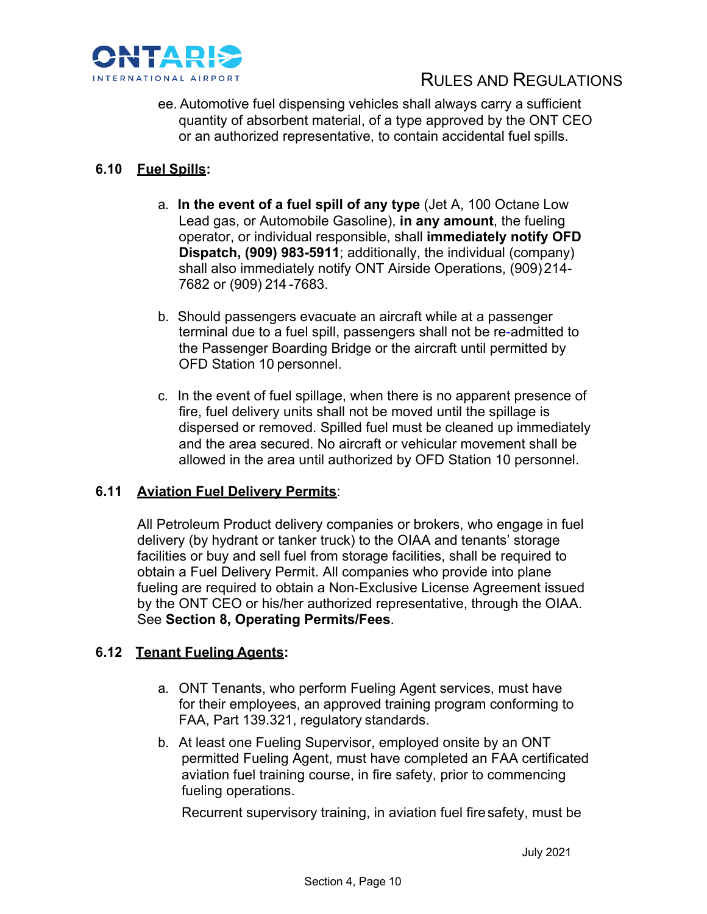ee. Automotive fuel dispensing vehicles shall always carry a sufficient quantity of absorbent material, of a type approved by the ONT CEO or an authorized representative, to contain accidental fuel spills.

### 6.10 Fuel Spills:

a. **In the event of a fuel spill of any type** (Jet A, 100 Octane Low Lead gas, or Automobile Gasoline), **in any amount**, the fueling operator, or individual responsible, shall **immediately notify OFD Dispatch, (909) 983-5911**; additionally, the individual (company) shall also immediately notify ONT Airside Operations, (909) 214-7682 or (909) 214 -7683.

b. Should passengers evacuate an aircraft while at a passenger terminal due to a fuel spill, passengers shall not be re-admitted to the Passenger Boarding Bridge or the aircraft until permitted by OFD Station 10 personnel.

c. In the event of fuel spillage, when there is no apparent presence of fire, fuel delivery units shall not be moved until the spillage is dispersed or removed. Spilled fuel must be cleaned up immediately and the area secured. No aircraft or vehicular movement shall be allowed in the area until authorized by OFD Station 10 personnel.

### 6.11 Aviation Fuel Delivery Permits:

All Petroleum Product delivery companies or brokers, who engage in fuel delivery (by hydrant or tanker truck) to the OIAA and tenants' storage facilities or buy and sell fuel from storage facilities, shall be required to obtain a Fuel Delivery Permit. All companies who provide into plane fueling are required to obtain a Non-Exclusive License Agreement issued by the ONT CEO or his/her authorized representative, through the OIAA. See **Section 8, Operating Permits/Fees**.

### 6.12 Tenant Fueling Agents:

a. ONT Tenants, who perform Fueling Agent services, must have for their employees, an approved training program conforming to FAA, Part 139.321, regulatory standards.

b. At least one Fueling Supervisor, employed onsite by an ONT permitted Fueling Agent, must have completed an FAA certificated aviation fuel training course, in fire safety, prior to commencing fueling operations.

Recurrent supervisory training, in aviation fuel fire safety, must be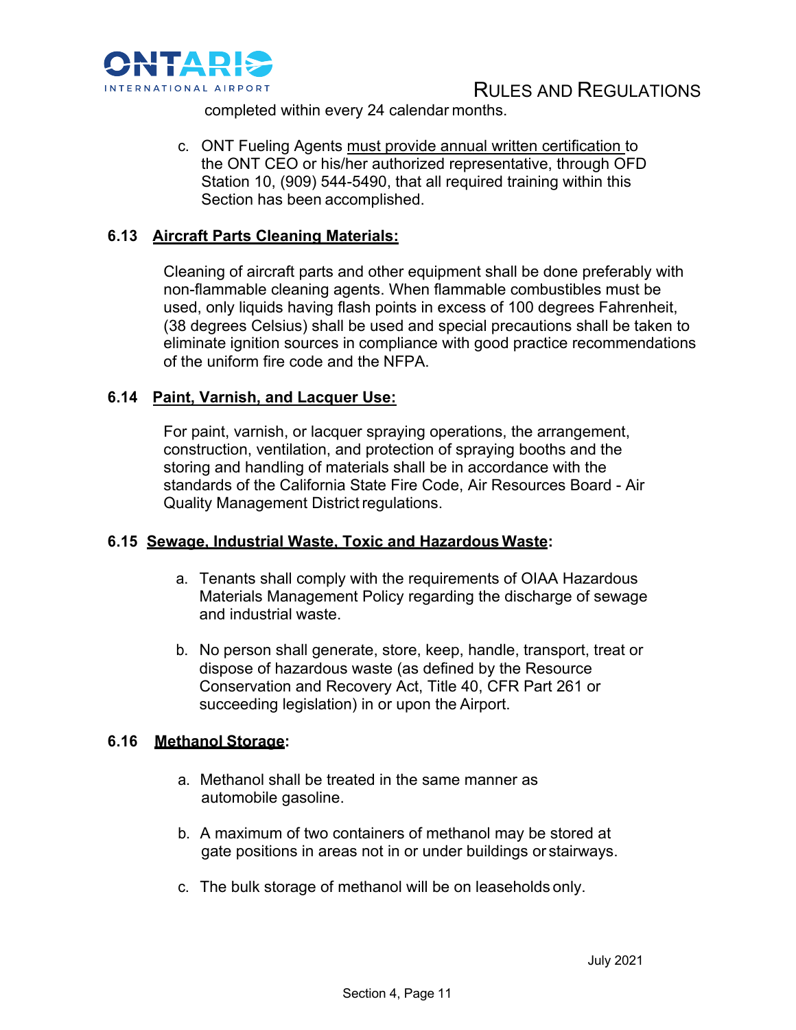completed within every 24 calendar months.

c. ONT Fueling Agents must provide annual written certification to the ONT CEO or his/her authorized representative, through OFD Station 10, (909) 544-5490, that all required training within this Section has been accomplished.

### 6.13 Aircraft Parts Cleaning Materials:

Cleaning of aircraft parts and other equipment shall be done preferably with non-flammable cleaning agents. When flammable combustibles must be used, only liquids having flash points in excess of 100 degrees Fahrenheit, (38 degrees Celsius) shall be used and special precautions shall be taken to eliminate ignition sources in compliance with good practice recommendations of the uniform fire code and the NFPA.

### 6.14 Paint, Varnish, and Lacquer Use:

For paint, varnish, or lacquer spraying operations, the arrangement, construction, ventilation, and protection of spraying booths and the storing and handling of materials shall be in accordance with the standards of the California State Fire Code, Air Resources Board - Air Quality Management District regulations.

### 6.15 Sewage, Industrial Waste, Toxic and Hazardous Waste:

a. Tenants shall comply with the requirements of OIAA Hazardous Materials Management Policy regarding the discharge of sewage and industrial waste.

b. No person shall generate, store, keep, handle, transport, treat or dispose of hazardous waste (as defined by the Resource Conservation and Recovery Act, Title 40, CFR Part 261 or succeeding legislation) in or upon the Airport.

### 6.16 Methanol Storage:

a. Methanol shall be treated in the same manner as automobile gasoline.

b. A maximum of two containers of methanol may be stored at gate positions in areas not in or under buildings or stairways.

c. The bulk storage of methanol will be on leaseholds only.

July 2021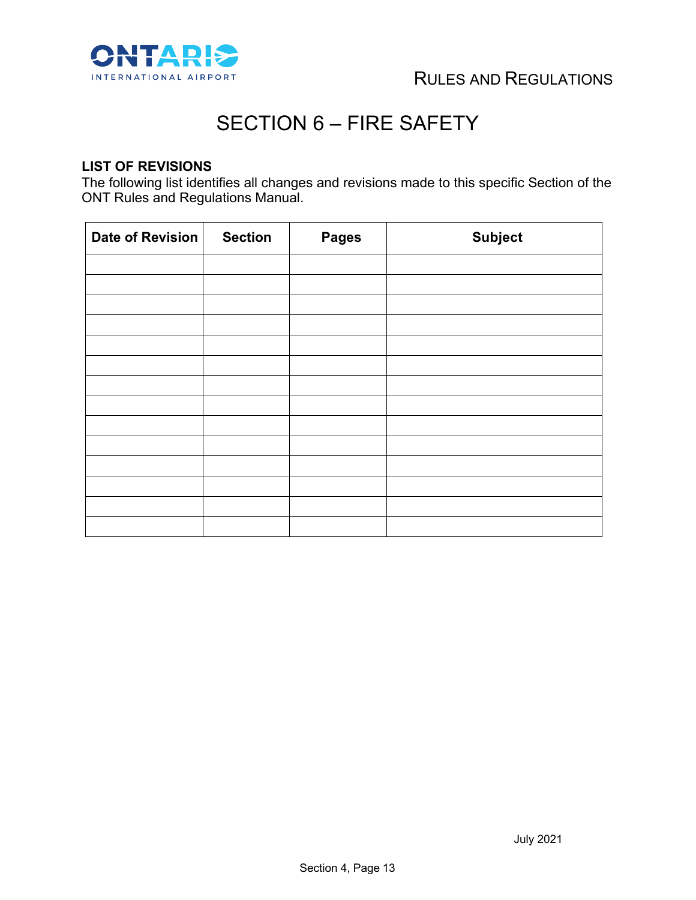# SECTION 6 – FIRE SAFETY

**LIST OF REVISIONS**

The following list identifies all changes and revisions made to this specific Section of the ONT Rules and Regulations Manual.

| Date of Revision | Section | Pages | Subject |
|---|---|---|---|
| | | | |
| | | | |
| | | | |
| | | | |
| | | | |
| | | | |
| | | | |
| | | | |
| | | | |
| | | | |
| | | | |
| | | | |
| | | | |
| | | | |